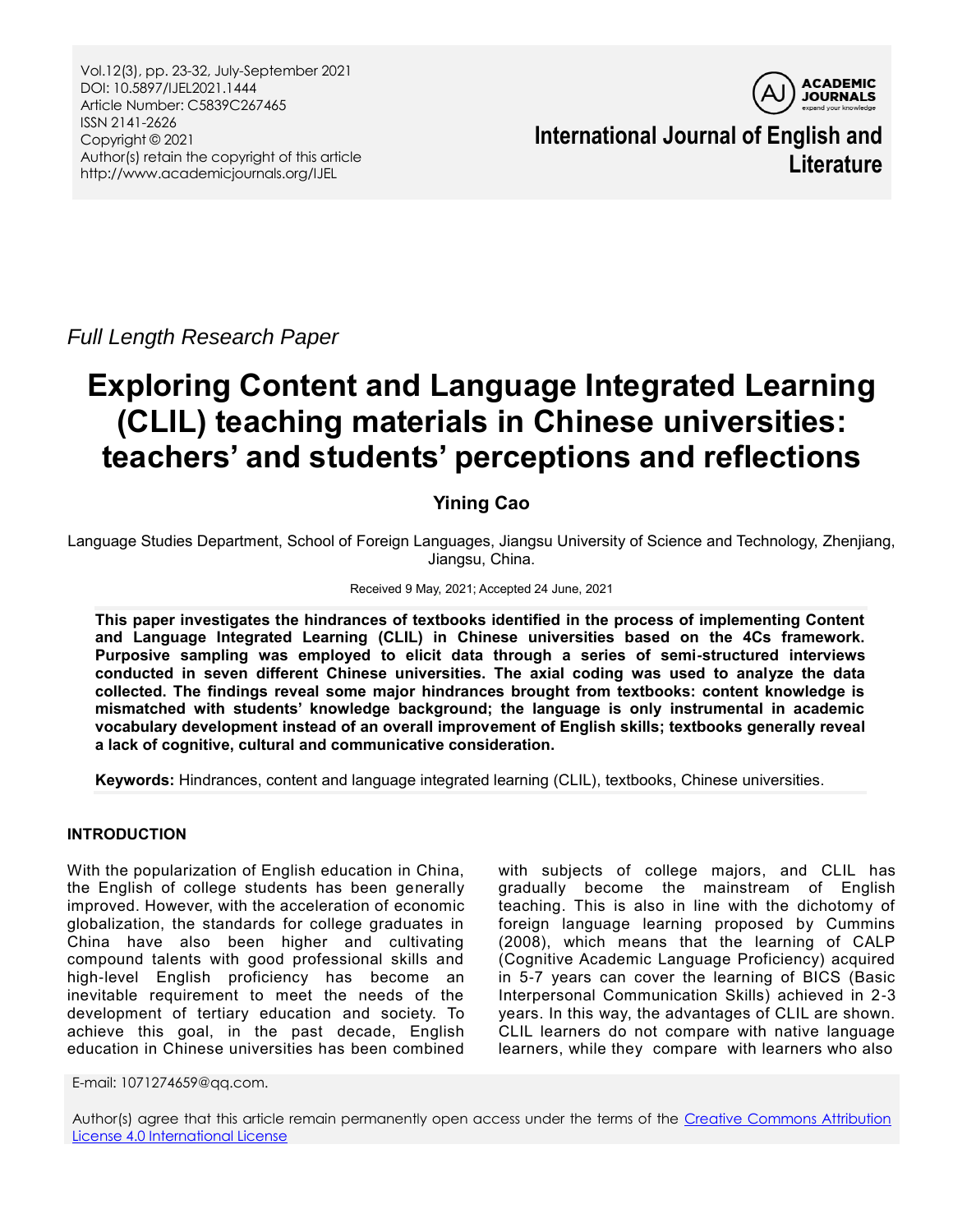*Full Length Research Paper*

# Exploring Content and Language Integrated Learning (CLIL) teaching materials in Chinese universities: teachers' and students' perceptions and reflections

**Yining Cao**

Language Studies Department, School of Foreign Languages, Jiangsu University of Science and Technology, Zhenjiang, Jiangsu, China.

Received 9 May, 2021; Accepted 24 June, 2021

**This paper investigates the hindrances of textbooks identified in the process of implementing Content and Language Integrated Learning (CLIL) in Chinese universities based on the 4Cs framework. Purposive sampling was employed to elicit data through a series of semi-structured interviews conducted in seven different Chinese universities. The axial coding was used to analyze the data collected. The findings reveal some major hindrances brought from textbooks: content knowledge is mismatched with students' knowledge background; the language is only instrumental in academic vocabulary development instead of an overall improvement of English skills; textbooks generally reveal a lack of cognitive, cultural and communicative consideration.**

**Keywords:** Hindrances, content and language integrated learning (CLIL), textbooks, Chinese universities.

## INTRODUCTION

With the popularization of English education in China, the English of college students has been generally improved. However, with the acceleration of economic globalization, the standards for college graduates in China have also been higher and cultivating compound talents with good professional skills and high-level English proficiency has become an inevitable requirement to meet the needs of the development of tertiary education and society. To achieve this goal, in the past decade, English education in Chinese universities has been combined with subjects of college majors, and CLIL has gradually become the mainstream of English teaching. This is also in line with the dichotomy of foreign language learning proposed by Cummins (2008), which means that the learning of CALP (Cognitive Academic Language Proficiency) acquired in 5-7 years can cover the learning of BICS (Basic Interpersonal Communication Skills) achieved in 2-3 years. In this way, the advantages of CLIL are shown. CLIL learners do not compare with native language learners, while they compare with learners who also

E-mail: 1071274659@qq.com.

Author(s) agree that this article remain permanently open access under the terms of the Creative Commons Attribution License 4.0 International License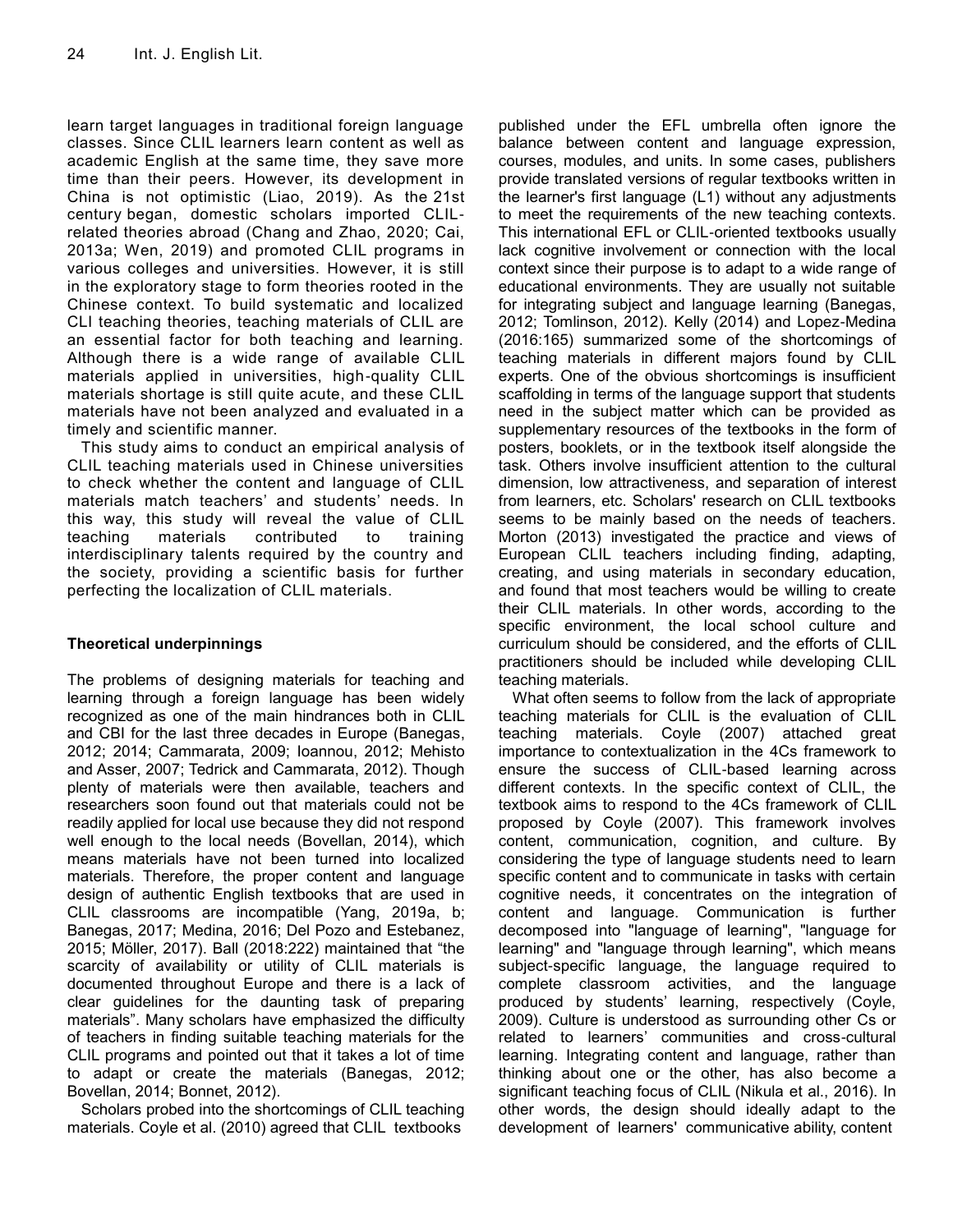learn target languages in traditional foreign language classes. Since CLIL learners learn content as well as academic English at the same time, they save more time than their peers. However, its development in China is not optimistic (Liao, 2019). As the 21st century began, domestic scholars imported CLIL-related theories abroad (Chang and Zhao, 2020; Cai, 2013a; Wen, 2019) and promoted CLIL programs in various colleges and universities. However, it is still in the exploratory stage to form theories rooted in the Chinese context. To build systematic and localized CLI teaching theories, teaching materials of CLIL are an essential factor for both teaching and learning. Although there is a wide range of available CLIL materials applied in universities, high-quality CLIL materials shortage is still quite acute, and these CLIL materials have not been analyzed and evaluated in a timely and scientific manner.

This study aims to conduct an empirical analysis of CLIL teaching materials used in Chinese universities to check whether the content and language of CLIL materials match teachers' and students' needs. In this way, this study will reveal the value of CLIL teaching materials contributed to training interdisciplinary talents required by the country and the society, providing a scientific basis for further perfecting the localization of CLIL materials.

## Theoretical underpinnings

The problems of designing materials for teaching and learning through a foreign language has been widely recognized as one of the main hindrances both in CLIL and CBI for the last three decades in Europe (Banegas, 2012; 2014; Cammarata, 2009; Ioannou, 2012; Mehisto and Asser, 2007; Tedrick and Cammarata, 2012). Though plenty of materials were then available, teachers and researchers soon found out that materials could not be readily applied for local use because they did not respond well enough to the local needs (Bovellan, 2014), which means materials have not been turned into localized materials. Therefore, the proper content and language design of authentic English textbooks that are used in CLIL classrooms are incompatible (Yang, 2019a, b; Banegas, 2017; Medina, 2016; Del Pozo and Estebanez, 2015; Möller, 2017). Ball (2018:222) maintained that "the scarcity of availability or utility of CLIL materials is documented throughout Europe and there is a lack of clear guidelines for the daunting task of preparing materials". Many scholars have emphasized the difficulty of teachers in finding suitable teaching materials for the CLIL programs and pointed out that it takes a lot of time to adapt or create the materials (Banegas, 2012; Bovellan, 2014; Bonnet, 2012).

Scholars probed into the shortcomings of CLIL teaching materials. Coyle et al. (2010) agreed that CLIL textbooks published under the EFL umbrella often ignore the balance between content and language expression, courses, modules, and units. In some cases, publishers provide translated versions of regular textbooks written in the learner's first language (L1) without any adjustments to meet the requirements of the new teaching contexts. This international EFL or CLIL-oriented textbooks usually lack cognitive involvement or connection with the local context since their purpose is to adapt to a wide range of educational environments. They are usually not suitable for integrating subject and language learning (Banegas, 2012; Tomlinson, 2012). Kelly (2014) and Lopez-Medina (2016:165) summarized some of the shortcomings of teaching materials in different majors found by CLIL experts. One of the obvious shortcomings is insufficient scaffolding in terms of the language support that students need in the subject matter which can be provided as supplementary resources of the textbooks in the form of posters, booklets, or in the textbook itself alongside the task. Others involve insufficient attention to the cultural dimension, low attractiveness, and separation of interest from learners, etc. Scholars' research on CLIL textbooks seems to be mainly based on the needs of teachers. Morton (2013) investigated the practice and views of European CLIL teachers including finding, adapting, creating, and using materials in secondary education, and found that most teachers would be willing to create their CLIL materials. In other words, according to the specific environment, the local school culture and curriculum should be considered, and the efforts of CLIL practitioners should be included while developing CLIL teaching materials.

What often seems to follow from the lack of appropriate teaching materials for CLIL is the evaluation of CLIL teaching materials. Coyle (2007) attached great importance to contextualization in the 4Cs framework to ensure the success of CLIL-based learning across different contexts. In the specific context of CLIL, the textbook aims to respond to the 4Cs framework of CLIL proposed by Coyle (2007). This framework involves content, communication, cognition, and culture. By considering the type of language students need to learn specific content and to communicate in tasks with certain cognitive needs, it concentrates on the integration of content and language. Communication is further decomposed into "language of learning", "language for learning" and "language through learning", which means subject-specific language, the language required to complete classroom activities, and the language produced by students' learning, respectively (Coyle, 2009). Culture is understood as surrounding other Cs or related to learners' communities and cross-cultural learning. Integrating content and language, rather than thinking about one or the other, has also become a significant teaching focus of CLIL (Nikula et al., 2016). In other words, the design should ideally adapt to the development of learners' communicative ability, content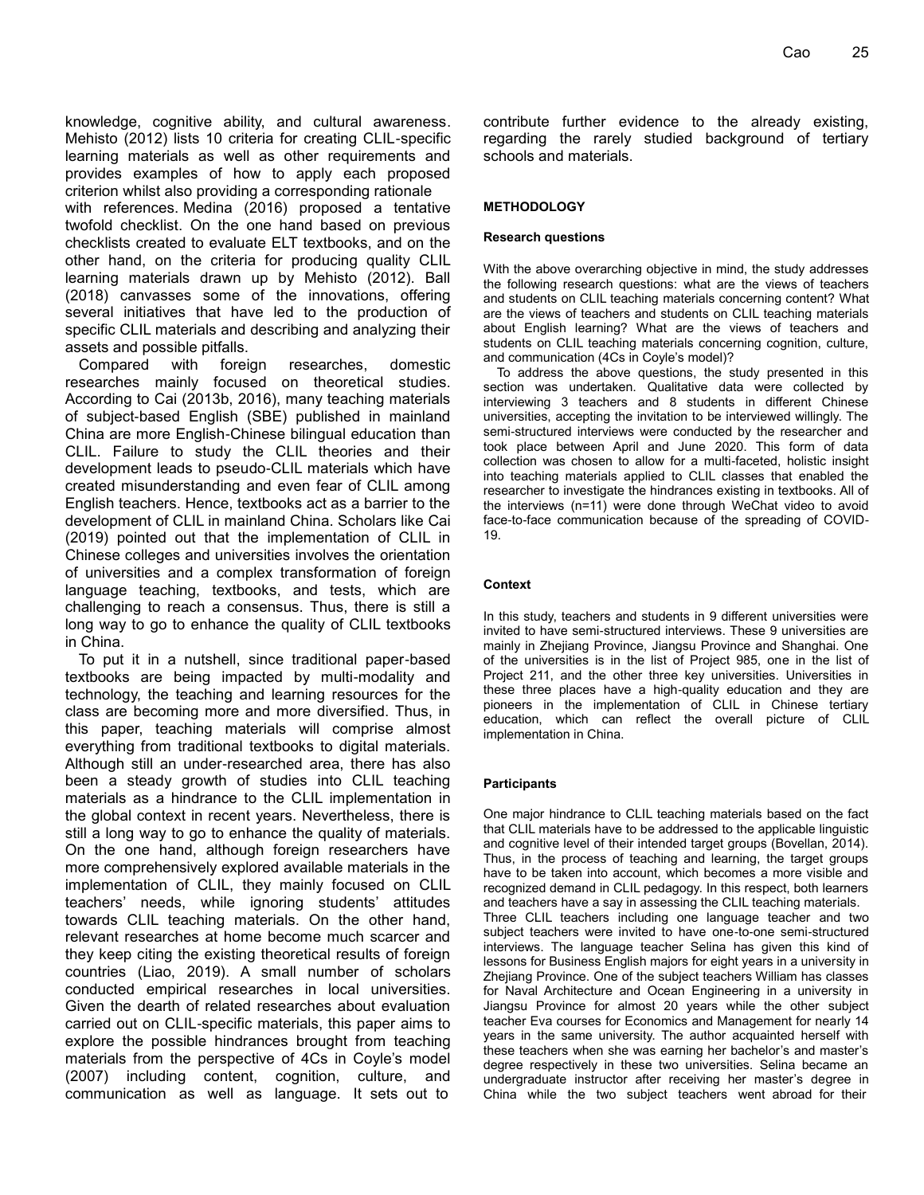knowledge, cognitive ability, and cultural awareness. Mehisto (2012) lists 10 criteria for creating CLIL-specific learning materials as well as other requirements and provides examples of how to apply each proposed criterion whilst also providing a corresponding rationale with references. Medina (2016) proposed a tentative twofold checklist. On the one hand based on previous checklists created to evaluate ELT textbooks, and on the other hand, on the criteria for producing quality CLIL learning materials drawn up by Mehisto (2012). Ball (2018) canvasses some of the innovations, offering several initiatives that have led to the production of specific CLIL materials and describing and analyzing their assets and possible pitfalls.

Compared with foreign researches, domestic researches mainly focused on theoretical studies. According to Cai (2013b, 2016), many teaching materials of subject-based English (SBE) published in mainland China are more English-Chinese bilingual education than CLIL. Failure to study the CLIL theories and their development leads to pseudo-CLIL materials which have created misunderstanding and even fear of CLIL among English teachers. Hence, textbooks act as a barrier to the development of CLIL in mainland China. Scholars like Cai (2019) pointed out that the implementation of CLIL in Chinese colleges and universities involves the orientation of universities and a complex transformation of foreign language teaching, textbooks, and tests, which are challenging to reach a consensus. Thus, there is still a long way to go to enhance the quality of CLIL textbooks in China.

To put it in a nutshell, since traditional paper-based textbooks are being impacted by multi-modality and technology, the teaching and learning resources for the class are becoming more and more diversified. Thus, in this paper, teaching materials will comprise almost everything from traditional textbooks to digital materials. Although still an under-researched area, there has also been a steady growth of studies into CLIL teaching materials as a hindrance to the CLIL implementation in the global context in recent years. Nevertheless, there is still a long way to go to enhance the quality of materials. On the one hand, although foreign researchers have more comprehensively explored available materials in the implementation of CLIL, they mainly focused on CLIL teachers' needs, while ignoring students' attitudes towards CLIL teaching materials. On the other hand, relevant researches at home become much scarcer and they keep citing the existing theoretical results of foreign countries (Liao, 2019). A small number of scholars conducted empirical researches in local universities. Given the dearth of related researches about evaluation carried out on CLIL-specific materials, this paper aims to explore the possible hindrances brought from teaching materials from the perspective of 4Cs in Coyle's model (2007) including content, cognition, culture, and communication as well as language. It sets out to contribute further evidence to the already existing, regarding the rarely studied background of tertiary schools and materials.

## METHODOLOGY

### Research questions

With the above overarching objective in mind, the study addresses the following research questions: what are the views of teachers and students on CLIL teaching materials concerning content? What are the views of teachers and students on CLIL teaching materials about English learning? What are the views of teachers and students on CLIL teaching materials concerning cognition, culture, and communication (4Cs in Coyle's model)?

To address the above questions, the study presented in this section was undertaken. Qualitative data were collected by interviewing 3 teachers and 8 students in different Chinese universities, accepting the invitation to be interviewed willingly. The semi-structured interviews were conducted by the researcher and took place between April and June 2020. This form of data collection was chosen to allow for a multi-faceted, holistic insight into teaching materials applied to CLIL classes that enabled the researcher to investigate the hindrances existing in textbooks. All of the interviews (n=11) were done through WeChat video to avoid face-to-face communication because of the spreading of COVID-19.

### Context

In this study, teachers and students in 9 different universities were invited to have semi-structured interviews. These 9 universities are mainly in Zhejiang Province, Jiangsu Province and Shanghai. One of the universities is in the list of Project 985, one in the list of Project 211, and the other three key universities. Universities in these three places have a high-quality education and they are pioneers in the implementation of CLIL in Chinese tertiary education, which can reflect the overall picture of CLIL implementation in China.

### Participants

One major hindrance to CLIL teaching materials based on the fact that CLIL materials have to be addressed to the applicable linguistic and cognitive level of their intended target groups (Bovellan, 2014). Thus, in the process of teaching and learning, the target groups have to be taken into account, which becomes a more visible and recognized demand in CLIL pedagogy. In this respect, both learners and teachers have a say in assessing the CLIL teaching materials.

Three CLIL teachers including one language teacher and two subject teachers were invited to have one-to-one semi-structured interviews. The language teacher Selina has given this kind of lessons for Business English majors for eight years in a university in Zhejiang Province. One of the subject teachers William has classes for Naval Architecture and Ocean Engineering in a university in Jiangsu Province for almost 20 years while the other subject teacher Eva courses for Economics and Management for nearly 14 years in the same university. The author acquainted herself with these teachers when she was earning her bachelor's and master's degree respectively in these two universities. Selina became an undergraduate instructor after receiving her master's degree in China while the two subject teachers went abroad for their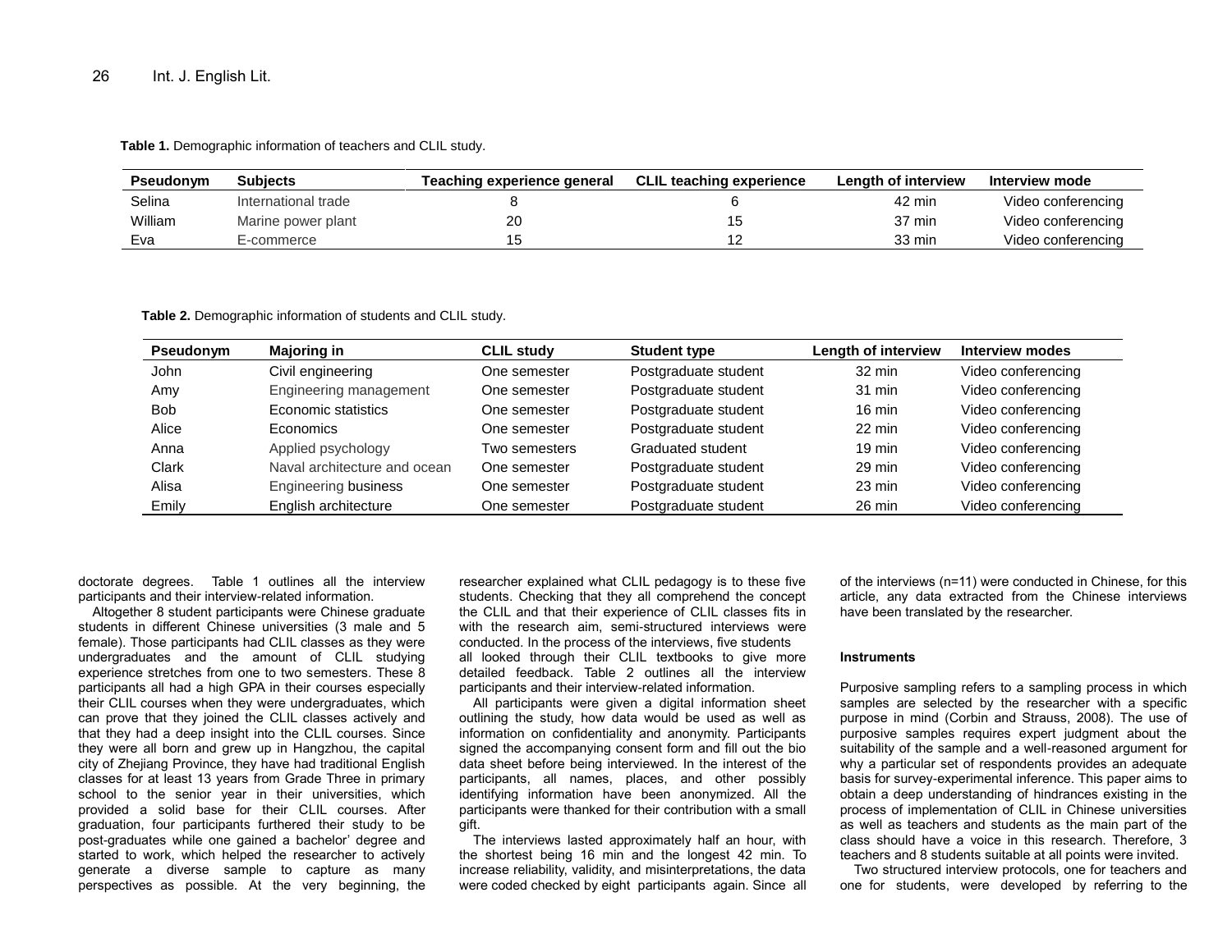**Table 1.** Demographic information of teachers and CLIL study.

| Pseudonym | Subjects | Teaching experience general | CLIL teaching experience | Length of interview | Interview mode |
|---|---|---|---|---|---|
| Selina | International trade | 8 | 6 | 42 min | Video conferencing |
| William | Marine power plant | 20 | 15 | 37 min | Video conferencing |
| Eva | E-commerce | 15 | 12 | 33 min | Video conferencing |

**Table 2.** Demographic information of students and CLIL study.

| Pseudonym | Majoring in | CLIL study | Student type | Length of interview | Interview modes |
|---|---|---|---|---|---|
| John | Civil engineering | One semester | Postgraduate student | 32 min | Video conferencing |
| Amy | Engineering management | One semester | Postgraduate student | 31 min | Video conferencing |
| Bob | Economic statistics | One semester | Postgraduate student | 16 min | Video conferencing |
| Alice | Economics | One semester | Postgraduate student | 22 min | Video conferencing |
| Anna | Applied psychology | Two semesters | Graduated student | 19 min | Video conferencing |
| Clark | Naval architecture and ocean | One semester | Postgraduate student | 29 min | Video conferencing |
| Alisa | Engineering business | One semester | Postgraduate student | 23 min | Video conferencing |
| Emily | English architecture | One semester | Postgraduate student | 26 min | Video conferencing |

doctorate degrees. Table 1 outlines all the interview participants and their interview-related information.

Altogether 8 student participants were Chinese graduate students in different Chinese universities (3 male and 5 female). Those participants had CLIL classes as they were undergraduates and the amount of CLIL studying experience stretches from one to two semesters. These 8 participants all had a high GPA in their courses especially their CLIL courses when they were undergraduates, which can prove that they joined the CLIL classes actively and that they had a deep insight into the CLIL courses. Since they were all born and grew up in Hangzhou, the capital city of Zhejiang Province, they have had traditional English classes for at least 13 years from Grade Three in primary school to the senior year in their universities, which provided a solid base for their CLIL courses. After graduation, four participants furthered their study to be post-graduates while one gained a bachelor' degree and started to work, which helped the researcher to actively generate a diverse sample to capture as many perspectives as possible. At the very beginning, the researcher explained what CLIL pedagogy is to these five students. Checking that they all comprehend the concept the CLIL and that their experience of CLIL classes fits in with the research aim, semi-structured interviews were conducted. In the process of the interviews, five students all looked through their CLIL textbooks to give more detailed feedback. Table 2 outlines all the interview participants and their interview-related information.

All participants were given a digital information sheet outlining the study, how data would be used as well as information on confidentiality and anonymity. Participants signed the accompanying consent form and fill out the bio data sheet before being interviewed. In the interest of the participants, all names, places, and other possibly identifying information have been anonymized. All the participants were thanked for their contribution with a small gift.

The interviews lasted approximately half an hour, with the shortest being 16 min and the longest 42 min. To increase reliability, validity, and misinterpretations, the data were coded checked by eight participants again. Since all of the interviews (n=11) were conducted in Chinese, for this article, any data extracted from the Chinese interviews have been translated by the researcher.

#### Instruments

Purposive sampling refers to a sampling process in which samples are selected by the researcher with a specific purpose in mind (Corbin and Strauss, 2008). The use of purposive samples requires expert judgment about the suitability of the sample and a well-reasoned argument for why a particular set of respondents provides an adequate basis for survey-experimental inference. This paper aims to obtain a deep understanding of hindrances existing in the process of implementation of CLIL in Chinese universities as well as teachers and students as the main part of the class should have a voice in this research. Therefore, 3 teachers and 8 students suitable at all points were invited.

Two structured interview protocols, one for teachers and one for students, were developed by referring to the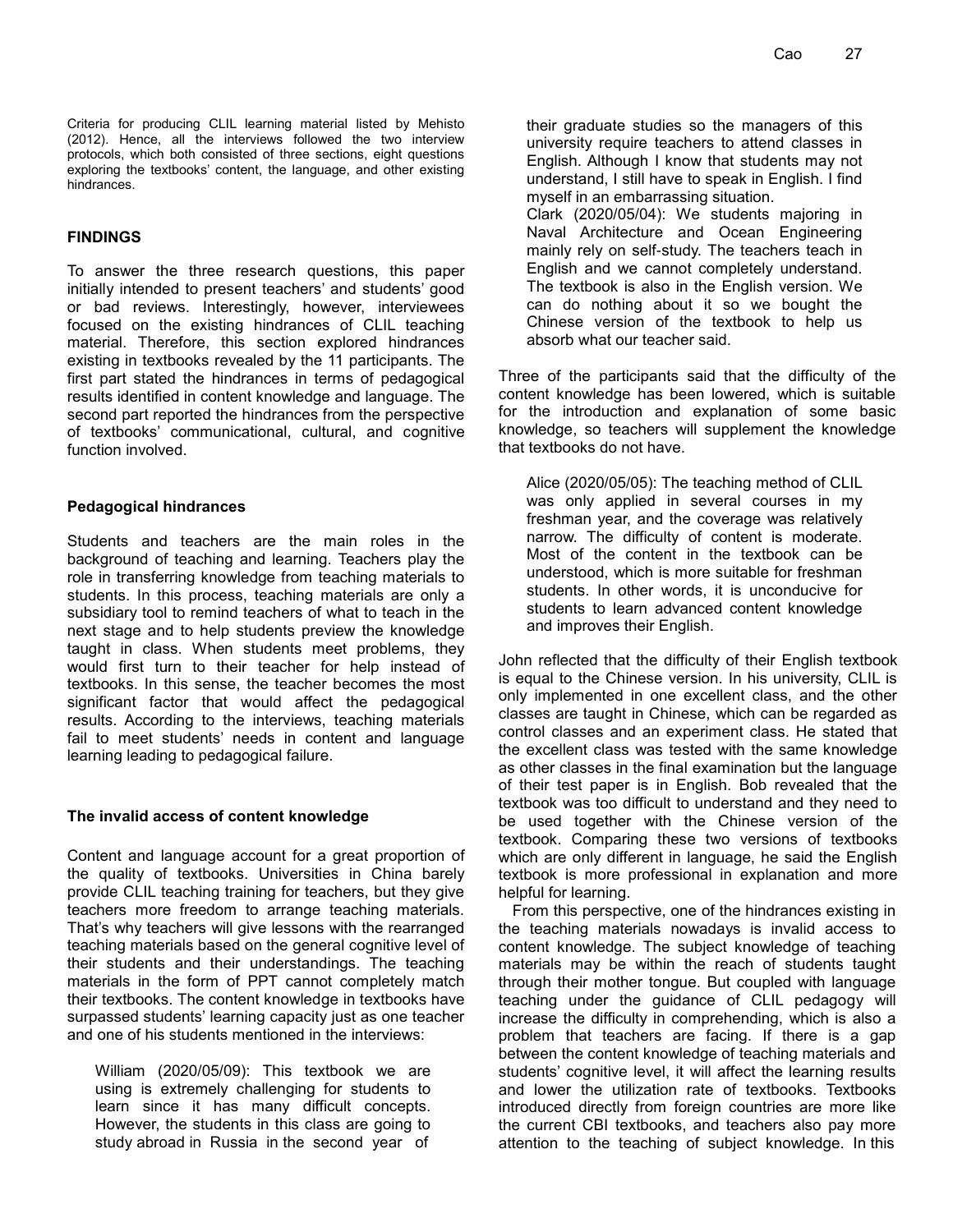Criteria for producing CLIL learning material listed by Mehisto (2012). Hence, all the interviews followed the two interview protocols, which both consisted of three sections, eight questions exploring the textbooks' content, the language, and other existing hindrances.

## FINDINGS

To answer the three research questions, this paper initially intended to present teachers' and students' good or bad reviews. Interestingly, however, interviewees focused on the existing hindrances of CLIL teaching material. Therefore, this section explored hindrances existing in textbooks revealed by the 11 participants. The first part stated the hindrances in terms of pedagogical results identified in content knowledge and language. The second part reported the hindrances from the perspective of textbooks' communicational, cultural, and cognitive function involved.

### Pedagogical hindrances

Students and teachers are the main roles in the background of teaching and learning. Teachers play the role in transferring knowledge from teaching materials to students. In this process, teaching materials are only a subsidiary tool to remind teachers of what to teach in the next stage and to help students preview the knowledge taught in class. When students meet problems, they would first turn to their teacher for help instead of textbooks. In this sense, the teacher becomes the most significant factor that would affect the pedagogical results. According to the interviews, teaching materials fail to meet students' needs in content and language learning leading to pedagogical failure.

### The invalid access of content knowledge

Content and language account for a great proportion of the quality of textbooks. Universities in China barely provide CLIL teaching training for teachers, but they give teachers more freedom to arrange teaching materials. That's why teachers will give lessons with the rearranged teaching materials based on the general cognitive level of their students and their understandings. The teaching materials in the form of PPT cannot completely match their textbooks. The content knowledge in textbooks have surpassed students' learning capacity just as one teacher and one of his students mentioned in the interviews:

> William (2020/05/09): This textbook we are using is extremely challenging for students to learn since it has many difficult concepts. However, the students in this class are going to study abroad in Russia in the second year of their graduate studies so the managers of this university require teachers to attend classes in English. Although I know that students may not understand, I still have to speak in English. I find myself in an embarrassing situation.
>
> Clark (2020/05/04): We students majoring in Naval Architecture and Ocean Engineering mainly rely on self-study. The teachers teach in English and we cannot completely understand. The textbook is also in the English version. We can do nothing about it so we bought the Chinese version of the textbook to help us absorb what our teacher said.

Three of the participants said that the difficulty of the content knowledge has been lowered, which is suitable for the introduction and explanation of some basic knowledge, so teachers will supplement the knowledge that textbooks do not have.

> Alice (2020/05/05): The teaching method of CLIL was only applied in several courses in my freshman year, and the coverage was relatively narrow. The difficulty of content is moderate. Most of the content in the textbook can be understood, which is more suitable for freshman students. In other words, it is unconducive for students to learn advanced content knowledge and improves their English.

John reflected that the difficulty of their English textbook is equal to the Chinese version. In his university, CLIL is only implemented in one excellent class, and the other classes are taught in Chinese, which can be regarded as control classes and an experiment class. He stated that the excellent class was tested with the same knowledge as other classes in the final examination but the language of their test paper is in English. Bob revealed that the textbook was too difficult to understand and they need to be used together with the Chinese version of the textbook. Comparing these two versions of textbooks which are only different in language, he said the English textbook is more professional in explanation and more helpful for learning.

From this perspective, one of the hindrances existing in the teaching materials nowadays is invalid access to content knowledge. The subject knowledge of teaching materials may be within the reach of students taught through their mother tongue. But coupled with language teaching under the guidance of CLIL pedagogy will increase the difficulty in comprehending, which is also a problem that teachers are facing. If there is a gap between the content knowledge of teaching materials and students' cognitive level, it will affect the learning results and lower the utilization rate of textbooks. Textbooks introduced directly from foreign countries are more like the current CBI textbooks, and teachers also pay more attention to the teaching of subject knowledge. In this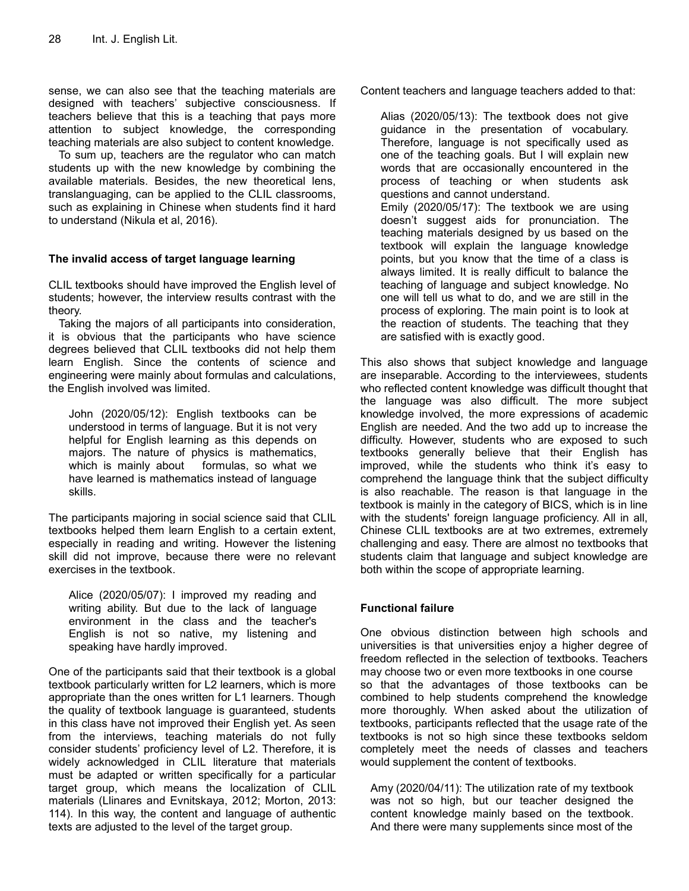sense, we can also see that the teaching materials are designed with teachers' subjective consciousness. If teachers believe that this is a teaching that pays more attention to subject knowledge, the corresponding teaching materials are also subject to content knowledge.

To sum up, teachers are the regulator who can match students up with the new knowledge by combining the available materials. Besides, the new theoretical lens, translanguaging, can be applied to the CLIL classrooms, such as explaining in Chinese when students find it hard to understand (Nikula et al, 2016).

### The invalid access of target language learning

CLIL textbooks should have improved the English level of students; however, the interview results contrast with the theory.

Taking the majors of all participants into consideration, it is obvious that the participants who have science degrees believed that CLIL textbooks did not help them learn English. Since the contents of science and engineering were mainly about formulas and calculations, the English involved was limited.

> John (2020/05/12): English textbooks can be understood in terms of language. But it is not very helpful for English learning as this depends on majors. The nature of physics is mathematics, which is mainly about formulas, so what we have learned is mathematics instead of language skills.

The participants majoring in social science said that CLIL textbooks helped them learn English to a certain extent, especially in reading and writing. However the listening skill did not improve, because there were no relevant exercises in the textbook.

> Alice (2020/05/07): I improved my reading and writing ability. But due to the lack of language environment in the class and the teacher's English is not so native, my listening and speaking have hardly improved.

One of the participants said that their textbook is a global textbook particularly written for L2 learners, which is more appropriate than the ones written for L1 learners. Though the quality of textbook language is guaranteed, students in this class have not improved their English yet. As seen from the interviews, teaching materials do not fully consider students' proficiency level of L2. Therefore, it is widely acknowledged in CLIL literature that materials must be adapted or written specifically for a particular target group, which means the localization of CLIL materials (Llinares and Evnitskaya, 2012; Morton, 2013: 114). In this way, the content and language of authentic texts are adjusted to the level of the target group.

Content teachers and language teachers added to that:

> Alias (2020/05/13): The textbook does not give guidance in the presentation of vocabulary. Therefore, language is not specifically used as one of the teaching goals. But I will explain new words that are occasionally encountered in the process of teaching or when students ask questions and cannot understand.
>
> Emily (2020/05/17): The textbook we are using doesn't suggest aids for pronunciation. The teaching materials designed by us based on the textbook will explain the language knowledge points, but you know that the time of a class is always limited. It is really difficult to balance the teaching of language and subject knowledge. No one will tell us what to do, and we are still in the process of exploring. The main point is to look at the reaction of students. The teaching that they are satisfied with is exactly good.

This also shows that subject knowledge and language are inseparable. According to the interviewees, students who reflected content knowledge was difficult thought that the language was also difficult. The more subject knowledge involved, the more expressions of academic English are needed. And the two add up to increase the difficulty. However, students who are exposed to such textbooks generally believe that their English has improved, while the students who think it's easy to comprehend the language think that the subject difficulty is also reachable. The reason is that language in the textbook is mainly in the category of BICS, which is in line with the students' foreign language proficiency. All in all, Chinese CLIL textbooks are at two extremes, extremely challenging and easy. There are almost no textbooks that students claim that language and subject knowledge are both within the scope of appropriate learning.

### Functional failure

One obvious distinction between high schools and universities is that universities enjoy a higher degree of freedom reflected in the selection of textbooks. Teachers may choose two or even more textbooks in one course so that the advantages of those textbooks can be combined to help students comprehend the knowledge more thoroughly. When asked about the utilization of textbooks, participants reflected that the usage rate of the textbooks is not so high since these textbooks seldom completely meet the needs of classes and teachers would supplement the content of textbooks.

> Amy (2020/04/11): The utilization rate of my textbook was not so high, but our teacher designed the content knowledge mainly based on the textbook. And there were many supplements since most of the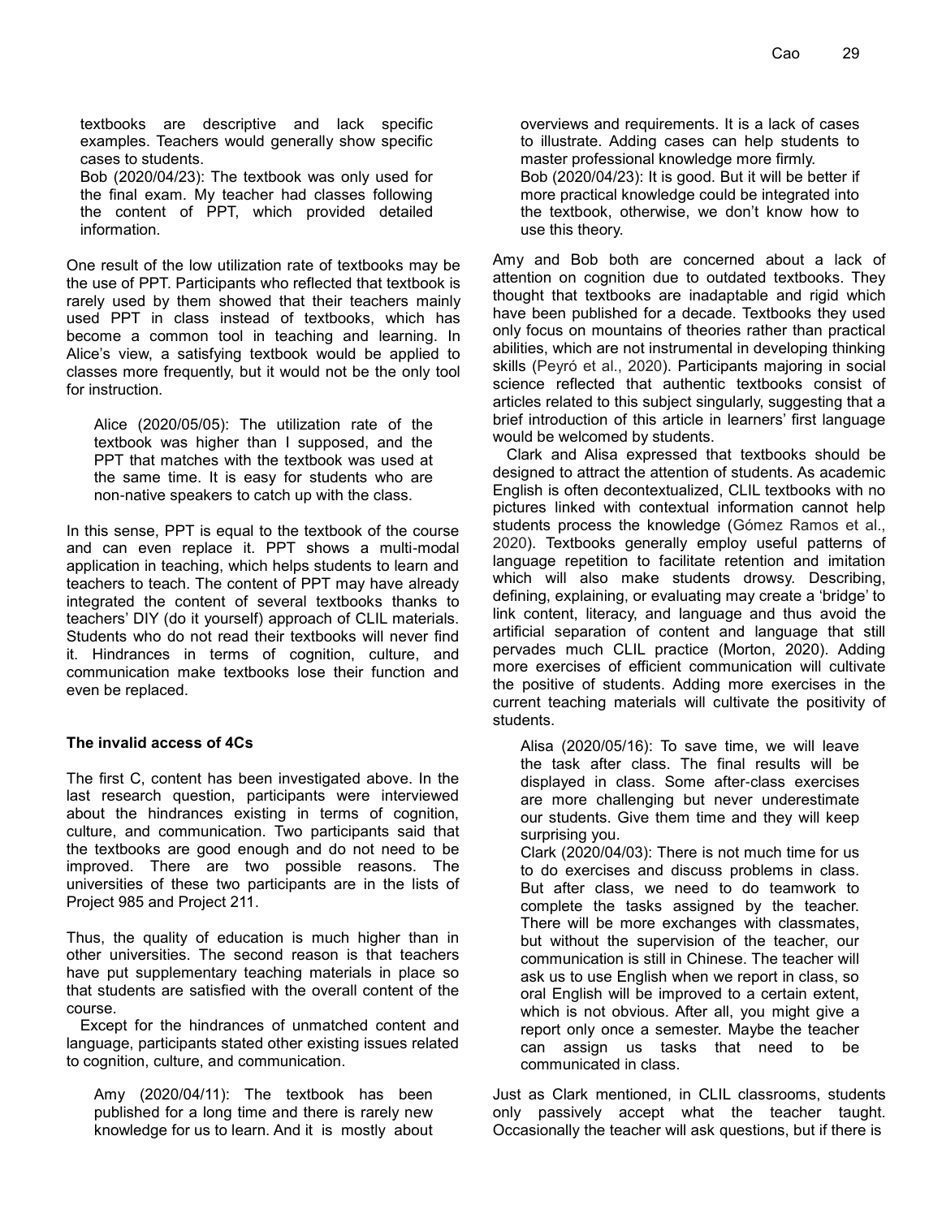textbooks are descriptive and lack specific examples. Teachers would generally show specific cases to students.

Bob (2020/04/23): The textbook was only used for the final exam. My teacher had classes following the content of PPT, which provided detailed information.

One result of the low utilization rate of textbooks may be the use of PPT. Participants who reflected that textbook is rarely used by them showed that their teachers mainly used PPT in class instead of textbooks, which has become a common tool in teaching and learning. In Alice's view, a satisfying textbook would be applied to classes more frequently, but it would not be the only tool for instruction.

Alice (2020/05/05): The utilization rate of the textbook was higher than I supposed, and the PPT that matches with the textbook was used at the same time. It is easy for students who are non-native speakers to catch up with the class.

In this sense, PPT is equal to the textbook of the course and can even replace it. PPT shows a multi-modal application in teaching, which helps students to learn and teachers to teach. The content of PPT may have already integrated the content of several textbooks thanks to teachers' DIY (do it yourself) approach of CLIL materials. Students who do not read their textbooks will never find it. Hindrances in terms of cognition, culture, and communication make textbooks lose their function and even be replaced.

### The invalid access of 4Cs

The first C, content has been investigated above. In the last research question, participants were interviewed about the hindrances existing in terms of cognition, culture, and communication. Two participants said that the textbooks are good enough and do not need to be improved. There are two possible reasons. The universities of these two participants are in the lists of Project 985 and Project 211.

Thus, the quality of education is much higher than in other universities. The second reason is that teachers have put supplementary teaching materials in place so that students are satisfied with the overall content of the course.

Except for the hindrances of unmatched content and language, participants stated other existing issues related to cognition, culture, and communication.

Amy (2020/04/11): The textbook has been published for a long time and there is rarely new knowledge for us to learn. And it is mostly about overviews and requirements. It is a lack of cases to illustrate. Adding cases can help students to master professional knowledge more firmly.

Bob (2020/04/23): It is good. But it will be better if more practical knowledge could be integrated into the textbook, otherwise, we don't know how to use this theory.

Amy and Bob both are concerned about a lack of attention on cognition due to outdated textbooks. They thought that textbooks are inadaptable and rigid which have been published for a decade. Textbooks they used only focus on mountains of theories rather than practical abilities, which are not instrumental in developing thinking skills (Peyró et al., 2020). Participants majoring in social science reflected that authentic textbooks consist of articles related to this subject singularly, suggesting that a brief introduction of this article in learners' first language would be welcomed by students.

Clark and Alisa expressed that textbooks should be designed to attract the attention of students. As academic English is often decontextualized, CLIL textbooks with no pictures linked with contextual information cannot help students process the knowledge (Gómez Ramos et al., 2020). Textbooks generally employ useful patterns of language repetition to facilitate retention and imitation which will also make students drowsy. Describing, defining, explaining, or evaluating may create a 'bridge' to link content, literacy, and language and thus avoid the artificial separation of content and language that still pervades much CLIL practice (Morton, 2020). Adding more exercises of efficient communication will cultivate the positive of students. Adding more exercises in the current teaching materials will cultivate the positivity of students.

Alisa (2020/05/16): To save time, we will leave the task after class. The final results will be displayed in class. Some after-class exercises are more challenging but never underestimate our students. Give them time and they will keep surprising you.

Clark (2020/04/03): There is not much time for us to do exercises and discuss problems in class. But after class, we need to do teamwork to complete the tasks assigned by the teacher. There will be more exchanges with classmates, but without the supervision of the teacher, our communication is still in Chinese. The teacher will ask us to use English when we report in class, so oral English will be improved to a certain extent, which is not obvious. After all, you might give a report only once a semester. Maybe the teacher can assign us tasks that need to be communicated in class.

Just as Clark mentioned, in CLIL classrooms, students only passively accept what the teacher taught. Occasionally the teacher will ask questions, but if there is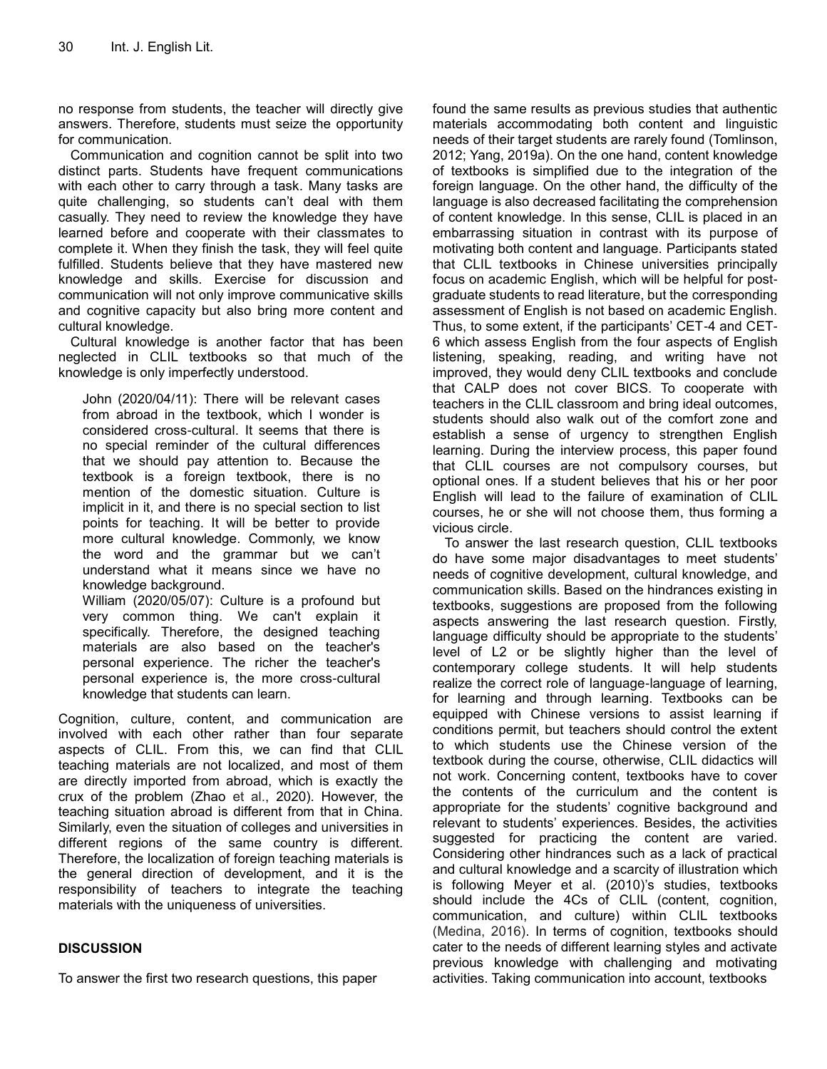no response from students, the teacher will directly give answers. Therefore, students must seize the opportunity for communication.

Communication and cognition cannot be split into two distinct parts. Students have frequent communications with each other to carry through a task. Many tasks are quite challenging, so students can't deal with them casually. They need to review the knowledge they have learned before and cooperate with their classmates to complete it. When they finish the task, they will feel quite fulfilled. Students believe that they have mastered new knowledge and skills. Exercise for discussion and communication will not only improve communicative skills and cognitive capacity but also bring more content and cultural knowledge.

Cultural knowledge is another factor that has been neglected in CLIL textbooks so that much of the knowledge is only imperfectly understood.

> John (2020/04/11): There will be relevant cases from abroad in the textbook, which I wonder is considered cross-cultural. It seems that there is no special reminder of the cultural differences that we should pay attention to. Because the textbook is a foreign textbook, there is no mention of the domestic situation. Culture is implicit in it, and there is no special section to list points for teaching. It will be better to provide more cultural knowledge. Commonly, we know the word and the grammar but we can't understand what it means since we have no knowledge background.
>
> William (2020/05/07): Culture is a profound but very common thing. We can't explain it specifically. Therefore, the designed teaching materials are also based on the teacher's personal experience. The richer the teacher's personal experience is, the more cross-cultural knowledge that students can learn.

Cognition, culture, content, and communication are involved with each other rather than four separate aspects of CLIL. From this, we can find that CLIL teaching materials are not localized, and most of them are directly imported from abroad, which is exactly the crux of the problem (Zhao et al., 2020). However, the teaching situation abroad is different from that in China. Similarly, even the situation of colleges and universities in different regions of the same country is different. Therefore, the localization of foreign teaching materials is the general direction of development, and it is the responsibility of teachers to integrate the teaching materials with the uniqueness of universities.

## DISCUSSION

To answer the first two research questions, this paper found the same results as previous studies that authentic materials accommodating both content and linguistic needs of their target students are rarely found (Tomlinson, 2012; Yang, 2019a). On the one hand, content knowledge of textbooks is simplified due to the integration of the foreign language. On the other hand, the difficulty of the language is also decreased facilitating the comprehension of content knowledge. In this sense, CLIL is placed in an embarrassing situation in contrast with its purpose of motivating both content and language. Participants stated that CLIL textbooks in Chinese universities principally focus on academic English, which will be helpful for post-graduate students to read literature, but the corresponding assessment of English is not based on academic English. Thus, to some extent, if the participants' CET-4 and CET-6 which assess English from the four aspects of English listening, speaking, reading, and writing have not improved, they would deny CLIL textbooks and conclude that CALP does not cover BICS. To cooperate with teachers in the CLIL classroom and bring ideal outcomes, students should also walk out of the comfort zone and establish a sense of urgency to strengthen English learning. During the interview process, this paper found that CLIL courses are not compulsory courses, but optional ones. If a student believes that his or her poor English will lead to the failure of examination of CLIL courses, he or she will not choose them, thus forming a vicious circle.

To answer the last research question, CLIL textbooks do have some major disadvantages to meet students' needs of cognitive development, cultural knowledge, and communication skills. Based on the hindrances existing in textbooks, suggestions are proposed from the following aspects answering the last research question. Firstly, language difficulty should be appropriate to the students' level of L2 or be slightly higher than the level of contemporary college students. It will help students realize the correct role of language-language of learning, for learning and through learning. Textbooks can be equipped with Chinese versions to assist learning if conditions permit, but teachers should control the extent to which students use the Chinese version of the textbook during the course, otherwise, CLIL didactics will not work. Concerning content, textbooks have to cover the contents of the curriculum and the content is appropriate for the students' cognitive background and relevant to students' experiences. Besides, the activities suggested for practicing the content are varied. Considering other hindrances such as a lack of practical and cultural knowledge and a scarcity of illustration which is following Meyer et al. (2010)'s studies, textbooks should include the 4Cs of CLIL (content, cognition, communication, and culture) within CLIL textbooks (Medina, 2016). In terms of cognition, textbooks should cater to the needs of different learning styles and activate previous knowledge with challenging and motivating activities. Taking communication into account, textbooks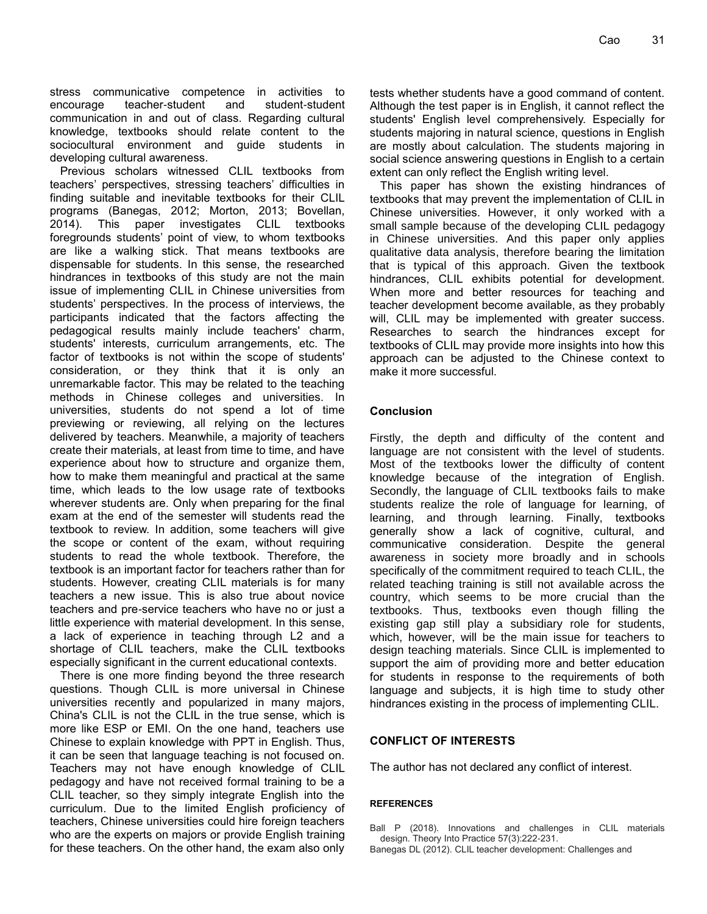stress communicative competence in activities to encourage teacher-student and student-student communication in and out of class. Regarding cultural knowledge, textbooks should relate content to the sociocultural environment and guide students in developing cultural awareness.

Previous scholars witnessed CLIL textbooks from teachers' perspectives, stressing teachers' difficulties in finding suitable and inevitable textbooks for their CLIL programs (Banegas, 2012; Morton, 2013; Bovellan, 2014). This paper investigates CLIL textbooks foregrounds students' point of view, to whom textbooks are like a walking stick. That means textbooks are dispensable for students. In this sense, the researched hindrances in textbooks of this study are not the main issue of implementing CLIL in Chinese universities from students' perspectives. In the process of interviews, the participants indicated that the factors affecting the pedagogical results mainly include teachers' charm, students' interests, curriculum arrangements, etc. The factor of textbooks is not within the scope of students' consideration, or they think that it is only an unremarkable factor. This may be related to the teaching methods in Chinese colleges and universities. In universities, students do not spend a lot of time previewing or reviewing, all relying on the lectures delivered by teachers. Meanwhile, a majority of teachers create their materials, at least from time to time, and have experience about how to structure and organize them, how to make them meaningful and practical at the same time, which leads to the low usage rate of textbooks wherever students are. Only when preparing for the final exam at the end of the semester will students read the textbook to review. In addition, some teachers will give the scope or content of the exam, without requiring students to read the whole textbook. Therefore, the textbook is an important factor for teachers rather than for students. However, creating CLIL materials is for many teachers a new issue. This is also true about novice teachers and pre-service teachers who have no or just a little experience with material development. In this sense, a lack of experience in teaching through L2 and a shortage of CLIL teachers, make the CLIL textbooks especially significant in the current educational contexts.

There is one more finding beyond the three research questions. Though CLIL is more universal in Chinese universities recently and popularized in many majors, China's CLIL is not the CLIL in the true sense, which is more like ESP or EMI. On the one hand, teachers use Chinese to explain knowledge with PPT in English. Thus, it can be seen that language teaching is not focused on. Teachers may not have enough knowledge of CLIL pedagogy and have not received formal training to be a CLIL teacher, so they simply integrate English into the curriculum. Due to the limited English proficiency of teachers, Chinese universities could hire foreign teachers who are the experts on majors or provide English training for these teachers. On the other hand, the exam also only tests whether students have a good command of content. Although the test paper is in English, it cannot reflect the students' English level comprehensively. Especially for students majoring in natural science, questions in English are mostly about calculation. The students majoring in social science answering questions in English to a certain extent can only reflect the English writing level.

This paper has shown the existing hindrances of textbooks that may prevent the implementation of CLIL in Chinese universities. However, it only worked with a small sample because of the developing CLIL pedagogy in Chinese universities. And this paper only applies qualitative data analysis, therefore bearing the limitation that is typical of this approach. Given the textbook hindrances, CLIL exhibits potential for development. When more and better resources for teaching and teacher development become available, as they probably will, CLIL may be implemented with greater success. Researches to search the hindrances except for textbooks of CLIL may provide more insights into how this approach can be adjusted to the Chinese context to make it more successful.

## Conclusion

Firstly, the depth and difficulty of the content and language are not consistent with the level of students. Most of the textbooks lower the difficulty of content knowledge because of the integration of English. Secondly, the language of CLIL textbooks fails to make students realize the role of language for learning, of learning, and through learning. Finally, textbooks generally show a lack of cognitive, cultural, and communicative consideration. Despite the general awareness in society more broadly and in schools specifically of the commitment required to teach CLIL, the related teaching training is still not available across the country, which seems to be more crucial than the textbooks. Thus, textbooks even though filling the existing gap still play a subsidiary role for students, which, however, will be the main issue for teachers to design teaching materials. Since CLIL is implemented to support the aim of providing more and better education for students in response to the requirements of both language and subjects, it is high time to study other hindrances existing in the process of implementing CLIL.

## CONFLICT OF INTERESTS

The author has not declared any conflict of interest.

### REFERENCES

Ball P (2018). Innovations and challenges in CLIL materials design. Theory Into Practice 57(3):222-231.

Banegas DL (2012). CLIL teacher development: Challenges and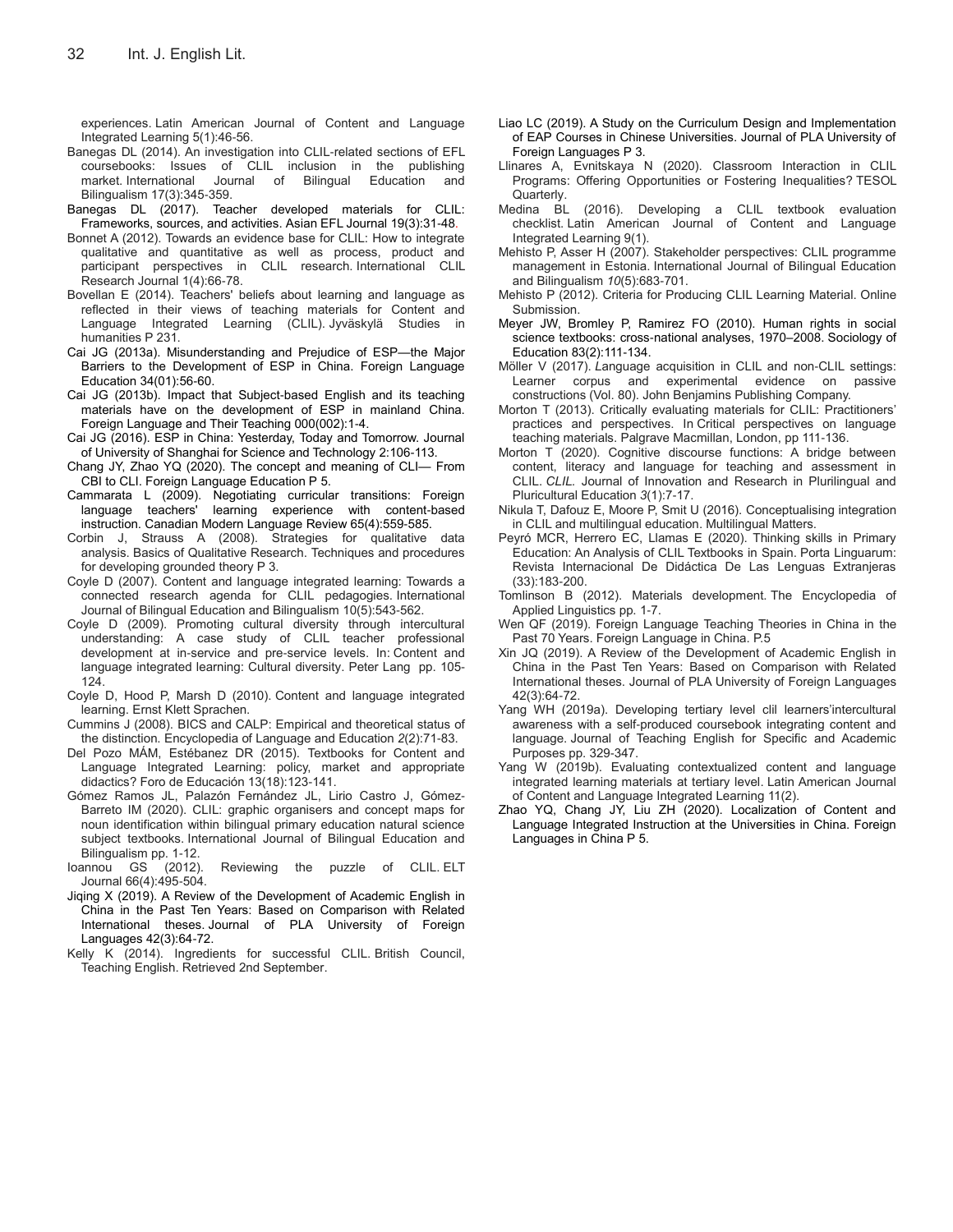experiences. Latin American Journal of Content and Language Integrated Learning 5(1):46-56.

Banegas DL (2014). An investigation into CLIL-related sections of EFL coursebooks: Issues of CLIL inclusion in the publishing market. International Journal of Bilingual Education and Bilingualism 17(3):345-359.

Banegas DL (2017). Teacher developed materials for CLIL: Frameworks, sources, and activities. Asian EFL Journal 19(3):31-48.

Bonnet A (2012). Towards an evidence base for CLIL: How to integrate qualitative and quantitative as well as process, product and participant perspectives in CLIL research. International CLIL Research Journal 1(4):66-78.

Bovellan E (2014). Teachers' beliefs about learning and language as reflected in their views of teaching materials for Content and Language Integrated Learning (CLIL). Jyväskylä Studies in humanities P 231.

Cai JG (2013a). Misunderstanding and Prejudice of ESP—the Major Barriers to the Development of ESP in China. Foreign Language Education 34(01):56-60.

Cai JG (2013b). Impact that Subject-based English and its teaching materials have on the development of ESP in mainland China. Foreign Language and Their Teaching 000(002):1-4.

Cai JG (2016). ESP in China: Yesterday, Today and Tomorrow. Journal of University of Shanghai for Science and Technology 2:106-113.

Chang JY, Zhao YQ (2020). The concept and meaning of CLI— From CBI to CLI. Foreign Language Education P 5.

Cammarata L (2009). Negotiating curricular transitions: Foreign language teachers' learning experience with content-based instruction. Canadian Modern Language Review 65(4):559-585.

Corbin J, Strauss A (2008). Strategies for qualitative data analysis. Basics of Qualitative Research. Techniques and procedures for developing grounded theory P 3.

Coyle D (2007). Content and language integrated learning: Towards a connected research agenda for CLIL pedagogies. International Journal of Bilingual Education and Bilingualism 10(5):543-562.

Coyle D (2009). Promoting cultural diversity through intercultural understanding: A case study of CLIL teacher professional development at in-service and pre-service levels. In: Content and language integrated learning: Cultural diversity. Peter Lang pp. 105-124.

Coyle D, Hood P, Marsh D (2010). Content and language integrated learning. Ernst Klett Sprachen.

Cummins J (2008). BICS and CALP: Empirical and theoretical status of the distinction. Encyclopedia of Language and Education *2*(2):71-83.

Del Pozo MÁM, Estébanez DR (2015). Textbooks for Content and Language Integrated Learning: policy, market and appropriate didactics? Foro de Educación 13(18):123-141.

Gómez Ramos JL, Palazón Fernández JL, Lirio Castro J, Gómez-Barreto IM (2020). CLIL: graphic organisers and concept maps for noun identification within bilingual primary education natural science subject textbooks. International Journal of Bilingual Education and Bilingualism pp. 1-12.

Ioannou GS (2012). Reviewing the puzzle of CLIL. ELT Journal 66(4):495-504.

Jiqing X (2019). A Review of the Development of Academic English in China in the Past Ten Years: Based on Comparison with Related International theses. Journal of PLA University of Foreign Languages 42(3):64-72.

Kelly K (2014). Ingredients for successful CLIL. British Council, Teaching English. Retrieved 2nd September.

Liao LC (2019). A Study on the Curriculum Design and Implementation of EAP Courses in Chinese Universities. Journal of PLA University of Foreign Languages P 3.

Llinares A, Evnitskaya N (2020). Classroom Interaction in CLIL Programs: Offering Opportunities or Fostering Inequalities? TESOL Quarterly.

Medina BL (2016). Developing a CLIL textbook evaluation checklist. Latin American Journal of Content and Language Integrated Learning 9(1).

Mehisto P, Asser H (2007). Stakeholder perspectives: CLIL programme management in Estonia. International Journal of Bilingual Education and Bilingualism *10*(5):683-701.

Mehisto P (2012). Criteria for Producing CLIL Learning Material. Online Submission.

Meyer JW, Bromley P, Ramirez FO (2010). Human rights in social science textbooks: cross-national analyses, 1970–2008. Sociology of Education 83(2):111-134.

Möller V (2017). *L*anguage acquisition in CLIL and non-CLIL settings: Learner corpus and experimental evidence on passive constructions (Vol. 80). John Benjamins Publishing Company.

Morton T (2013). Critically evaluating materials for CLIL: Practitioners' practices and perspectives. In Critical perspectives on language teaching materials. Palgrave Macmillan, London, pp 111-136.

Morton T (2020). Cognitive discourse functions: A bridge between content, literacy and language for teaching and assessment in CLIL. *CLIL.* Journal of Innovation and Research in Plurilingual and Pluricultural Education *3*(1):7-17.

Nikula T, Dafouz E, Moore P, Smit U (2016). Conceptualising integration in CLIL and multilingual education. Multilingual Matters.

Peyró MCR, Herrero EC, Llamas E (2020). Thinking skills in Primary Education: An Analysis of CLIL Textbooks in Spain. Porta Linguarum: Revista Internacional De Didáctica De Las Lenguas Extranjeras (33):183-200.

Tomlinson B (2012). Materials development. The Encyclopedia of Applied Linguistics pp. 1-7.

Wen QF (2019). Foreign Language Teaching Theories in China in the Past 70 Years. Foreign Language in China. P.5

Xin JQ (2019). A Review of the Development of Academic English in China in the Past Ten Years: Based on Comparison with Related International theses. Journal of PLA University of Foreign Languages 42(3):64-72.

Yang WH (2019a). Developing tertiary level clil learners'intercultural awareness with a self-produced coursebook integrating content and language. Journal of Teaching English for Specific and Academic Purposes pp. 329-347.

Yang W (2019b). Evaluating contextualized content and language integrated learning materials at tertiary level. Latin American Journal of Content and Language Integrated Learning 11(2).

Zhao YQ, Chang JY, Liu ZH (2020). Localization of Content and Language Integrated Instruction at the Universities in China. Foreign Languages in China P 5.